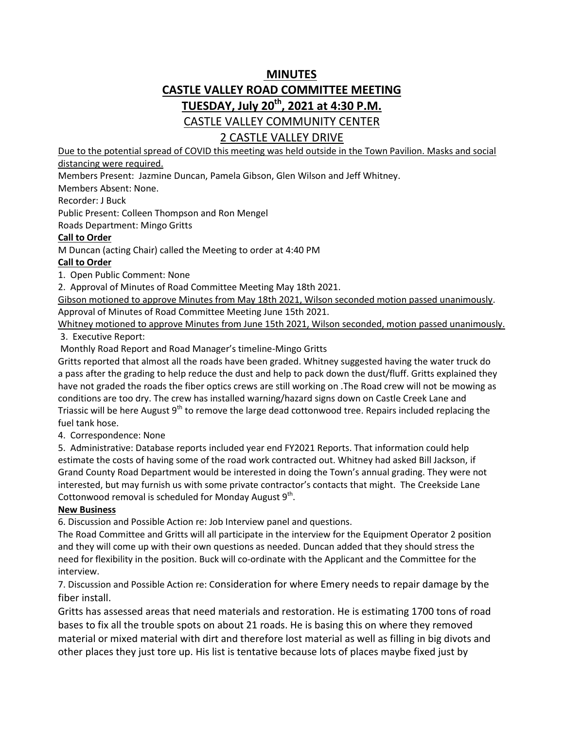# MINUTES

# CASTLE VALLEY ROAD COMMITTEE MEETING

## TUESDAY, July 20th, 2021 at 4:30 P.M.

CASTLE VALLEY COMMUNITY CENTER

2 CASTLE VALLEY DRIVE

Due to the potential spread of COVID this meeting was held outside in the Town Pavilion. Masks and social distancing were required.

Members Present: Jazmine Duncan, Pamela Gibson, Glen Wilson and Jeff Whitney.

Members Absent: None.

Recorder: J Buck

Public Present: Colleen Thompson and Ron Mengel

Roads Department: Mingo Gritts

**Call to Order**

M Duncan (acting Chair) called the Meeting to order at 4:40 PM

**Call to Order**

1. Open Public Comment: None
2. Approval of Minutes of Road Committee Meeting May 18th 2021.

Gibson motioned to approve Minutes from May 18th 2021, Wilson seconded motion passed unanimously.

Approval of Minutes of Road Committee Meeting June 15th 2021.

Whitney motioned to approve Minutes from June 15th 2021, Wilson seconded, motion passed unanimously.

3. Executive Report:

Monthly Road Report and Road Manager's timeline-Mingo Gritts

Gritts reported that almost all the roads have been graded. Whitney suggested having the water truck do a pass after the grading to help reduce the dust and help to pack down the dust/fluff. Gritts explained they have not graded the roads the fiber optics crews are still working on .The Road crew will not be mowing as conditions are too dry. The crew has installed warning/hazard signs down on Castle Creek Lane and Triassic will be here August 9th to remove the large dead cottonwood tree. Repairs included replacing the fuel tank hose.

4. Correspondence: None
5. Administrative: Database reports included year end FY2021 Reports. That information could help estimate the costs of having some of the road work contracted out. Whitney had asked Bill Jackson, if Grand County Road Department would be interested in doing the Town's annual grading. They were not interested, but may furnish us with some private contractor's contacts that might. The Creekside Lane Cottonwood removal is scheduled for Monday August 9th.

**New Business**

6. Discussion and Possible Action re: Job Interview panel and questions.

The Road Committee and Gritts will all participate in the interview for the Equipment Operator 2 position and they will come up with their own questions as needed. Duncan added that they should stress the need for flexibility in the position. Buck will co-ordinate with the Applicant and the Committee for the interview.

7. Discussion and Possible Action re: Consideration for where Emery needs to repair damage by the fiber install.

Gritts has assessed areas that need materials and restoration. He is estimating 1700 tons of road bases to fix all the trouble spots on about 21 roads. He is basing this on where they removed material or mixed material with dirt and therefore lost material as well as filling in big divots and other places they just tore up. His list is tentative because lots of places maybe fixed just by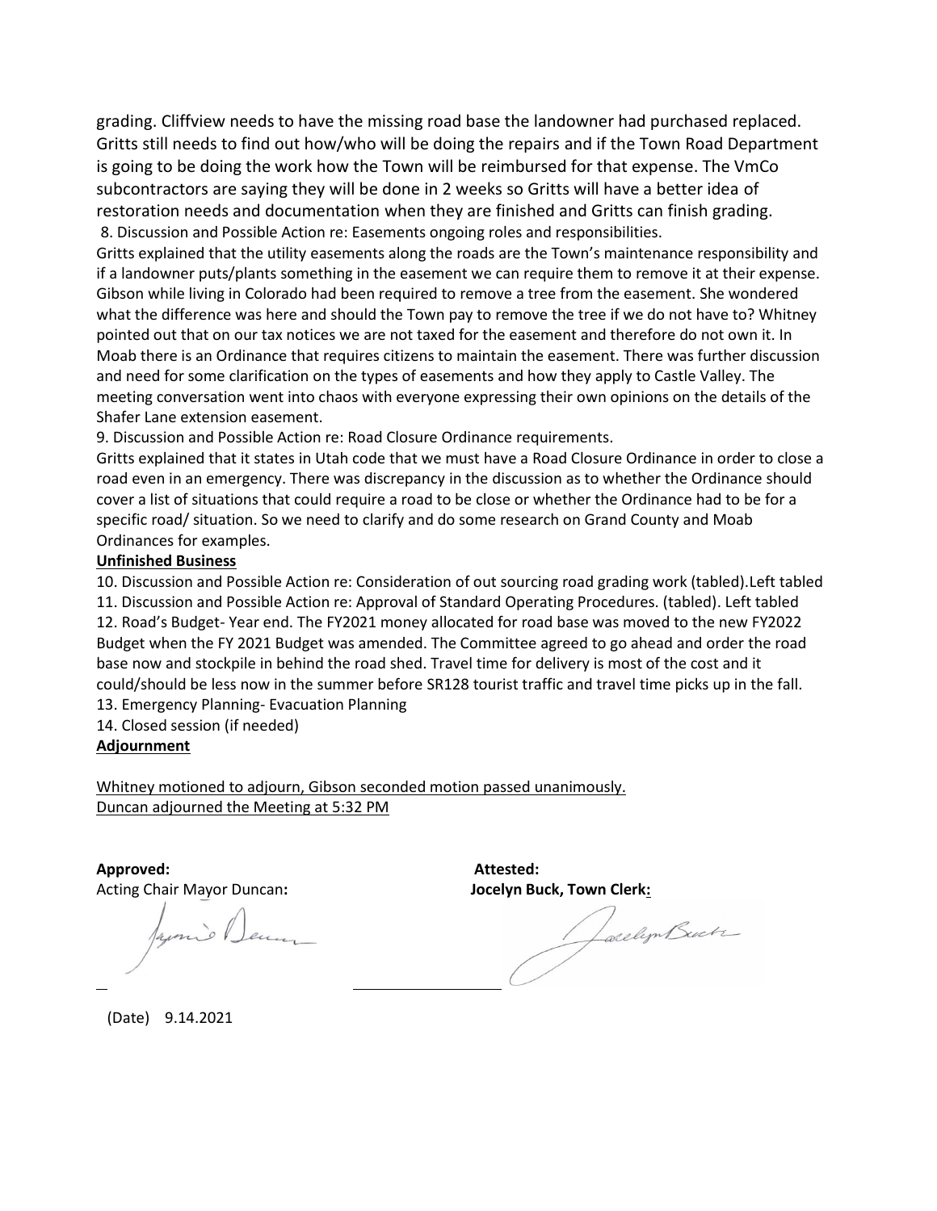grading. Cliffview needs to have the missing road base the landowner had purchased replaced. Gritts still needs to find out how/who will be doing the repairs and if the Town Road Department is going to be doing the work how the Town will be reimbursed for that expense. The VmCo subcontractors are saying they will be done in 2 weeks so Gritts will have a better idea of restoration needs and documentation when they are finished and Gritts can finish grading.

8. Discussion and Possible Action re: Easements ongoing roles and responsibilities.

Gritts explained that the utility easements along the roads are the Town's maintenance responsibility and if a landowner puts/plants something in the easement we can require them to remove it at their expense. Gibson while living in Colorado had been required to remove a tree from the easement. She wondered what the difference was here and should the Town pay to remove the tree if we do not have to? Whitney pointed out that on our tax notices we are not taxed for the easement and therefore do not own it. In Moab there is an Ordinance that requires citizens to maintain the easement. There was further discussion and need for some clarification on the types of easements and how they apply to Castle Valley. The meeting conversation went into chaos with everyone expressing their own opinions on the details of the Shafer Lane extension easement.

9. Discussion and Possible Action re: Road Closure Ordinance requirements.

Gritts explained that it states in Utah code that we must have a Road Closure Ordinance in order to close a road even in an emergency. There was discrepancy in the discussion as to whether the Ordinance should cover a list of situations that could require a road to be close or whether the Ordinance had to be for a specific road/ situation. So we need to clarify and do some research on Grand County and Moab Ordinances for examples.

**Unfinished Business**

10. Discussion and Possible Action re: Consideration of out sourcing road grading work (tabled).Left tabled

11. Discussion and Possible Action re: Approval of Standard Operating Procedures. (tabled). Left tabled

12. Road's Budget- Year end. The FY2021 money allocated for road base was moved to the new FY2022 Budget when the FY 2021 Budget was amended. The Committee agreed to go ahead and order the road base now and stockpile in behind the road shed. Travel time for delivery is most of the cost and it could/should be less now in the summer before SR128 tourist traffic and travel time picks up in the fall.

13. Emergency Planning- Evacuation Planning

14. Closed session (if needed)

**Adjournment**

Whitney motioned to adjourn, Gibson seconded motion passed unanimously.
Duncan adjourned the Meeting at 5:32 PM

**Approved:** Acting Chair Mayor Duncan**:**

**Attested:** **Jocelyn Buck, Town Clerk:**

(Date) 9.14.2021